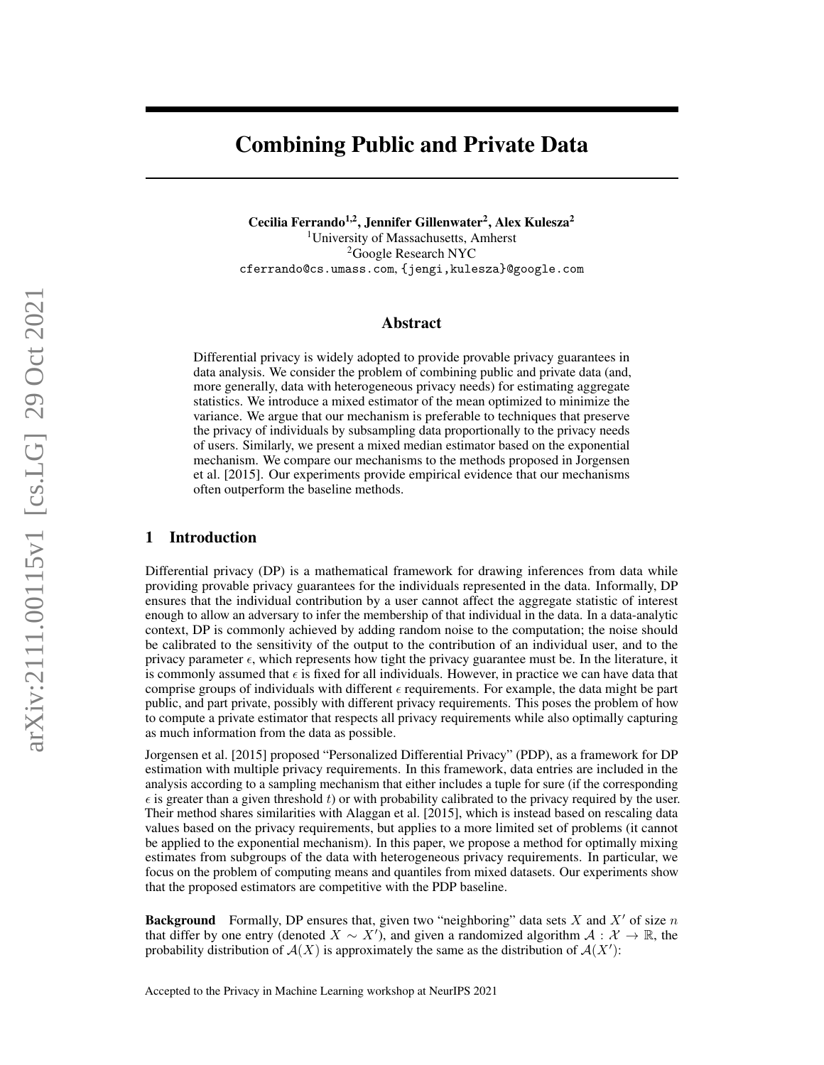# Combining Public and Private Data

**Cecilia Ferrando[1,2], Jennifer Gillenwater[2], Alex Kulesza[2]**
[1]University of Massachusetts, Amherst
[2]Google Research NYC
cferrando@cs.umass.com, {jengi,kulesza}@google.com

## Abstract

Differential privacy is widely adopted to provide provable privacy guarantees in data analysis. We consider the problem of combining public and private data (and, more generally, data with heterogeneous privacy needs) for estimating aggregate statistics. We introduce a mixed estimator of the mean optimized to minimize the variance. We argue that our mechanism is preferable to techniques that preserve the privacy of individuals by subsampling data proportionally to the privacy needs of users. Similarly, we present a mixed median estimator based on the exponential mechanism. We compare our mechanisms to the methods proposed in Jorgensen et al. [2015]. Our experiments provide empirical evidence that our mechanisms often outperform the baseline methods.

## 1 Introduction

Differential privacy (DP) is a mathematical framework for drawing inferences from data while providing provable privacy guarantees for the individuals represented in the data. Informally, DP ensures that the individual contribution by a user cannot affect the aggregate statistic of interest enough to allow an adversary to infer the membership of that individual in the data. In a data-analytic context, DP is commonly achieved by adding random noise to the computation; the noise should be calibrated to the sensitivity of the output to the contribution of an individual user, and to the privacy parameter $\epsilon$, which represents how tight the privacy guarantee must be. In the literature, it is commonly assumed that $\epsilon$ is fixed for all individuals. However, in practice we can have data that comprise groups of individuals with different $\epsilon$ requirements. For example, the data might be part public, and part private, possibly with different privacy requirements. This poses the problem of how to compute a private estimator that respects all privacy requirements while also optimally capturing as much information from the data as possible.

Jorgensen et al. [2015] proposed "Personalized Differential Privacy" (PDP), as a framework for DP estimation with multiple privacy requirements. In this framework, data entries are included in the analysis according to a sampling mechanism that either includes a tuple for sure (if the corresponding $\epsilon$ is greater than a given threshold $t$) or with probability calibrated to the privacy required by the user. Their method shares similarities with Alaggan et al. [2015], which is instead based on rescaling data values based on the privacy requirements, but applies to a more limited set of problems (it cannot be applied to the exponential mechanism). In this paper, we propose a method for optimally mixing estimates from subgroups of the data with heterogeneous privacy requirements. In particular, we focus on the problem of computing means and quantiles from mixed datasets. Our experiments show that the proposed estimators are competitive with the PDP baseline.

**Background** Formally, DP ensures that, given two "neighboring" data sets $X$ and $X'$ of size $n$ that differ by one entry (denoted $X \sim X'$), and given a randomized algorithm $\mathcal{A} : \mathcal{X} \to \mathbb{R}$, the probability distribution of $\mathcal{A}(X)$ is approximately the same as the distribution of $\mathcal{A}(X')$:

Accepted to the Privacy in Machine Learning workshop at NeurIPS 2021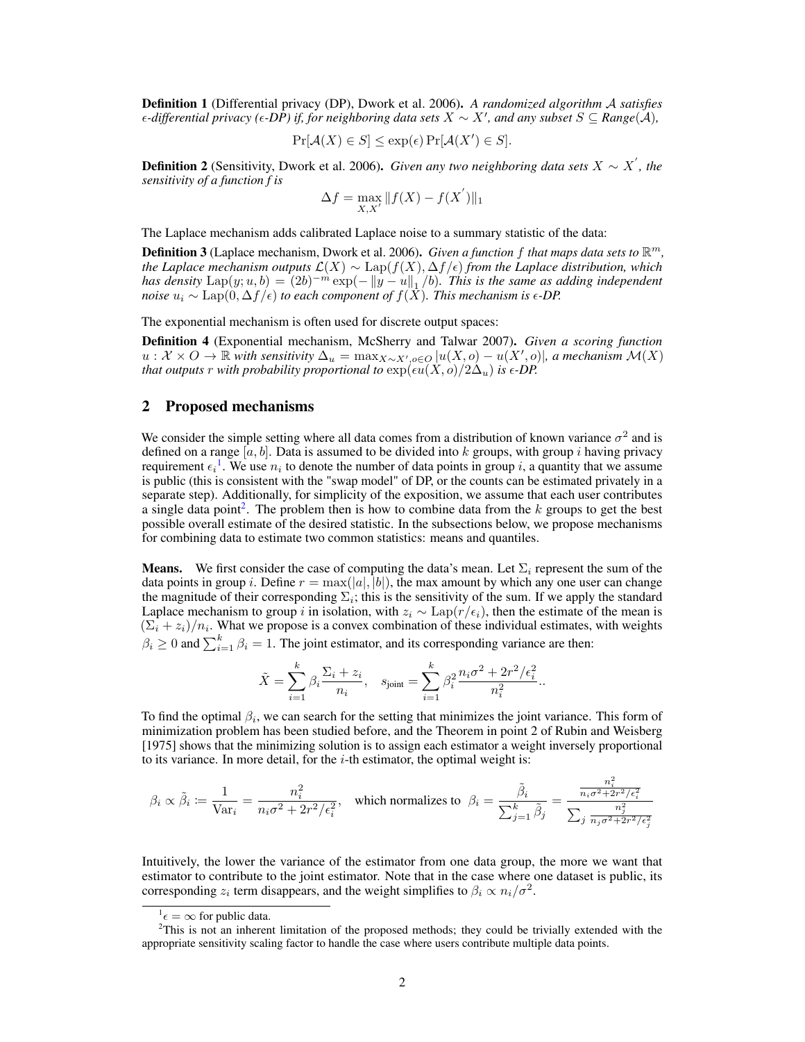**Definition 1** (Differential privacy (DP), Dwork et al. 2006). *A randomized algorithm $\mathcal{A}$ satisfies $\epsilon$-differential privacy ($\epsilon$-DP) if, for neighboring data sets $X \sim X'$, and any subset $S \subseteq$ Range($\mathcal{A}$),*

$$\Pr[\mathcal{A}(X) \in S] \leq \exp(\epsilon) \Pr[\mathcal{A}(X') \in S].$$

**Definition 2** (Sensitivity, Dwork et al. 2006). *Given any two neighboring data sets $X \sim X^{'}$, the sensitivity of a function f is*

$$\Delta f = \max_{X,X^{'}} \|f(X) - f(X^{'})\|_1$$

The Laplace mechanism adds calibrated Laplace noise to a summary statistic of the data:

**Definition 3** (Laplace mechanism, Dwork et al. 2006). *Given a function $f$ that maps data sets to $\mathbb{R}^m$, the Laplace mechanism outputs $\mathcal{L}(X) \sim \mathrm{Lap}(f(X), \Delta f/\epsilon)$ from the Laplace distribution, which has density $\mathrm{Lap}(y; u, b) = (2b)^{-m} \exp(-\|y - u\|_1 / b)$. This is the same as adding independent noise $u_i \sim \mathrm{Lap}(0, \Delta f/\epsilon)$ to each component of $f(X)$. This mechanism is $\epsilon$-DP.*

The exponential mechanism is often used for discrete output spaces:

**Definition 4** (Exponential mechanism, McSherry and Talwar 2007). *Given a scoring function $u : \mathcal{X} \times O \to \mathbb{R}$ with sensitivity $\Delta_u = \max_{X \sim X', o \in O} |u(X, o) - u(X', o)|$, a mechanism $\mathcal{M}(X)$ that outputs $r$ with probability proportional to $\exp(\epsilon u(X, o)/2\Delta_u)$ is $\epsilon$-DP.*

## 2 Proposed mechanisms

We consider the simple setting where all data comes from a distribution of known variance $\sigma^2$ and is defined on a range $[a, b]$. Data is assumed to be divided into $k$ groups, with group $i$ having privacy requirement $\epsilon_i$[1]. We use $n_i$ to denote the number of data points in group $i$, a quantity that we assume is public (this is consistent with the "swap model" of DP, or the counts can be estimated privately in a separate step). Additionally, for simplicity of the exposition, we assume that each user contributes a single data point[2]. The problem then is how to combine data from the $k$ groups to get the best possible overall estimate of the desired statistic. In the subsections below, we propose mechanisms for combining data to estimate two common statistics: means and quantiles.

**Means.** We first consider the case of computing the data's mean. Let $\Sigma_i$ represent the sum of the data points in group $i$. Define $r = \max(|a|, |b|)$, the max amount by which any one user can change the magnitude of their corresponding $\Sigma_i$; this is the sensitivity of the sum. If we apply the standard Laplace mechanism to group $i$ in isolation, with $z_i \sim \mathrm{Lap}(r/\epsilon_i)$, then the estimate of the mean is $(\Sigma_i + z_i)/n_i$. What we propose is a convex combination of these individual estimates, with weights $\beta_i \geq 0$ and $\sum_{i=1}^k \beta_i = 1$. The joint estimator, and its corresponding variance are then:

$$\tilde{X} = \sum_{i=1}^k \beta_i \frac{\Sigma_i + z_i}{n_i}, \quad s_{\text{joint}} = \sum_{i=1}^k \beta_i^2 \frac{n_i \sigma^2 + 2r^2/\epsilon_i^2}{n_i^2}..$$

To find the optimal $\beta_i$, we can search for the setting that minimizes the joint variance. This form of minimization problem has been studied before, and the Theorem in point 2 of Rubin and Weisberg [1975] shows that the minimizing solution is to assign each estimator a weight inversely proportional to its variance. In more detail, for the $i$-th estimator, the optimal weight is:

$$\beta_i \propto \tilde{\beta}_i := \frac{1}{\mathrm{Var}_i} = \frac{n_i^2}{n_i \sigma^2 + 2r^2/\epsilon_i^2}, \quad \text{which normalizes to } \beta_i = \frac{\tilde{\beta}_i}{\sum_{j=1}^k \tilde{\beta}_j} = \frac{\frac{n_i^2}{n_i \sigma^2 + 2r^2/\epsilon_i^2}}{\sum_j \frac{n_j^2}{n_j \sigma^2 + 2r^2/\epsilon_j^2}}$$

Intuitively, the lower the variance of the estimator from one data group, the more we want that estimator to contribute to the joint estimator. Note that in the case where one dataset is public, its corresponding $z_i$ term disappears, and the weight simplifies to $\beta_i \propto n_i/\sigma^2$.

---

[1] $\epsilon = \infty$ for public data.

[2] This is not an inherent limitation of the proposed methods; they could be trivially extended with the appropriate sensitivity scaling factor to handle the case where users contribute multiple data points.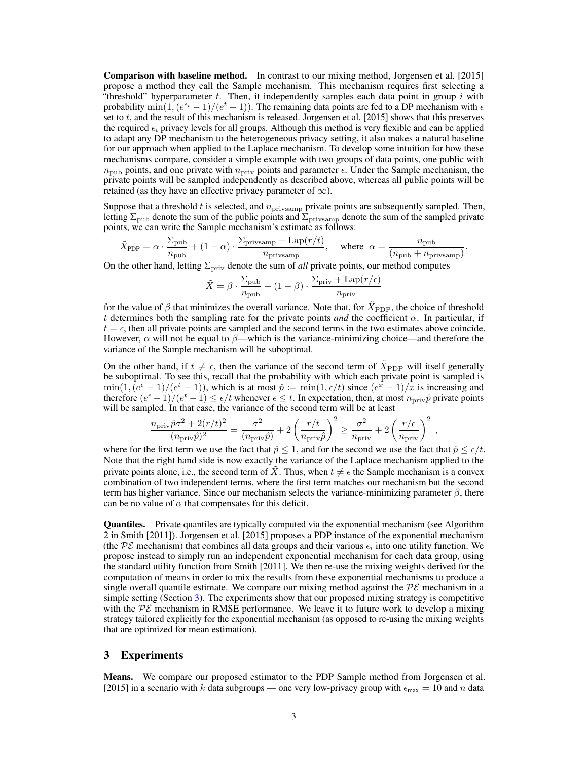**Comparison with baseline method.** In contrast to our mixing method, Jorgensen et al. [2015] propose a method they call the Sample mechanism. This mechanism requires first selecting a "threshold" hyperparameter $t$. Then, it independently samples each data point in group $i$ with probability $\min(1, (e^{\epsilon_i} - 1)/(e^t - 1))$. The remaining data points are fed to a DP mechanism with $\epsilon$ set to $t$, and the result of this mechanism is released. Jorgensen et al. [2015] shows that this preserves the required $\epsilon_i$ privacy levels for all groups. Although this method is very flexible and can be applied to adapt any DP mechanism to the heterogeneous privacy setting, it also makes a natural baseline for our approach when applied to the Laplace mechanism. To develop some intuition for how these mechanisms compare, consider a simple example with two groups of data points, one public with $n_{\mathrm{pub}}$ points, and one private with $n_{\mathrm{priv}}$ points and parameter $\epsilon$. Under the Sample mechanism, the private points will be sampled independently as described above, whereas all public points will be retained (as they have an effective privacy parameter of $\infty$).

Suppose that a threshold $t$ is selected, and $n_{\mathrm{privsamp}}$ private points are subsequently sampled. Then, letting $\Sigma_{\mathrm{pub}}$ denote the sum of the public points and $\Sigma_{\mathrm{privsamp}}$ denote the sum of the sampled private points, we can write the Sample mechanism's estimate as follows:

$$\tilde{X}_{\mathrm{PDP}} = \alpha \cdot \frac{\Sigma_{\mathrm{pub}}}{n_{\mathrm{pub}}} + (1 - \alpha) \cdot \frac{\Sigma_{\mathrm{privsamp}} + \mathrm{Lap}(r/t)}{n_{\mathrm{privsamp}}}, \quad \text{where } \alpha = \frac{n_{\mathrm{pub}}}{(n_{\mathrm{pub}} + n_{\mathrm{privsamp}})}.$$

On the other hand, letting $\Sigma_{\mathrm{priv}}$ denote the sum of *all* private points, our method computes

$$\tilde{X} = \beta \cdot \frac{\Sigma_{\mathrm{pub}}}{n_{\mathrm{pub}}} + (1 - \beta) \cdot \frac{\Sigma_{\mathrm{priv}} + \mathrm{Lap}(r/\epsilon)}{n_{\mathrm{priv}}}$$

for the value of $\beta$ that minimizes the overall variance. Note that, for $\tilde{X}_{\mathrm{PDP}}$, the choice of threshold $t$ determines both the sampling rate for the private points *and* the coefficient $\alpha$. In particular, if $t = \epsilon$, then all private points are sampled and the second terms in the two estimates above coincide. However, $\alpha$ will not be equal to $\beta$—which is the variance-minimizing choice—and therefore the variance of the Sample mechanism will be suboptimal.

On the other hand, if $t \neq \epsilon$, then the variance of the second term of $\tilde{X}_{\mathrm{PDP}}$ will itself generally be suboptimal. To see this, recall that the probability with which each private point is sampled is $\min(1, (e^\epsilon - 1)/(e^t - 1))$, which is at most $\hat{p} := \min(1, \epsilon/t)$ since $(e^x - 1)/x$ is increasing and therefore $(e^\epsilon - 1)/(e^t - 1) \leq \epsilon/t$ whenever $\epsilon \leq t$. In expectation, then, at most $n_{\mathrm{priv}}\hat{p}$ private points will be sampled. In that case, the variance of the second term will be at least

$$\frac{n_{\mathrm{priv}}\hat{p}\sigma^2 + 2(r/t)^2}{(n_{\mathrm{priv}}\hat{p})^2} = \frac{\sigma^2}{(n_{\mathrm{priv}}\hat{p})} + 2\left(\frac{r/t}{n_{\mathrm{priv}}\hat{p}}\right)^2 \geq \frac{\sigma^2}{n_{\mathrm{priv}}} + 2\left(\frac{r/\epsilon}{n_{\mathrm{priv}}}\right)^2,$$

where for the first term we use the fact that $\hat{p} \leq 1$, and for the second we use the fact that $\hat{p} \leq \epsilon/t$. Note that the right hand side is now exactly the variance of the Laplace mechanism applied to the private points alone, i.e., the second term of $\tilde{X}$. Thus, when $t \neq \epsilon$ the Sample mechanism is a convex combination of two independent terms, where the first term matches our mechanism but the second term has higher variance. Since our mechanism selects the variance-minimizing parameter $\beta$, there can be no value of $\alpha$ that compensates for this deficit.

**Quantiles.** Private quantiles are typically computed via the exponential mechanism (see Algorithm 2 in Smith [2011]). Jorgensen et al. [2015] proposes a PDP instance of the exponential mechanism (the $\mathcal{PE}$ mechanism) that combines all data groups and their various $\epsilon_i$ into one utility function. We propose instead to simply run an independent exponential mechanism for each data group, using the standard utility function from Smith [2011]. We then re-use the mixing weights derived for the computation of means in order to mix the results from these exponential mechanisms to produce a single overall quantile estimate. We compare our mixing method against the $\mathcal{PE}$ mechanism in a simple setting (Section 3). The experiments show that our proposed mixing strategy is competitive with the $\mathcal{PE}$ mechanism in RMSE performance. We leave it to future work to develop a mixing strategy tailored explicitly for the exponential mechanism (as opposed to re-using the mixing weights that are optimized for mean estimation).

## 3 Experiments

**Means.** We compare our proposed estimator to the PDP Sample method from Jorgensen et al. [2015] in a scenario with $k$ data subgroups — one very low-privacy group with $\epsilon_{\max} = 10$ and $n$ data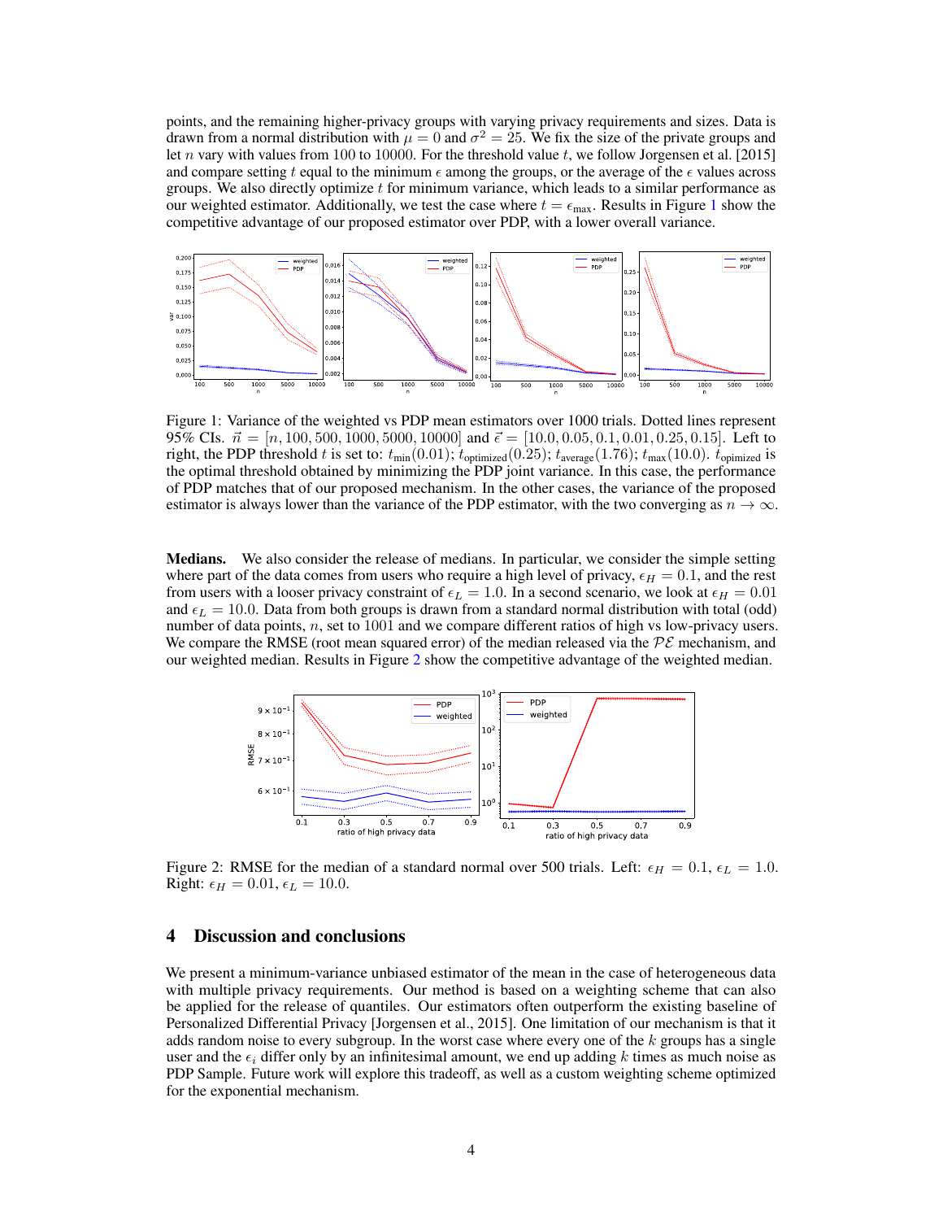points, and the remaining higher-privacy groups with varying privacy requirements and sizes. Data is drawn from a normal distribution with $\mu = 0$ and $\sigma^2 = 25$. We fix the size of the private groups and let $n$ vary with values from 100 to 10000. For the threshold value $t$, we follow Jorgensen et al. [2015] and compare setting $t$ equal to the minimum $\epsilon$ among the groups, or the average of the $\epsilon$ values across groups. We also directly optimize $t$ for minimum variance, which leads to a similar performance as our weighted estimator. Additionally, we test the case where $t = \epsilon_{\text{max}}$. Results in Figure 1 show the competitive advantage of our proposed estimator over PDP, with a lower overall variance.

Figure 1: Variance of the weighted vs PDP mean estimators over 1000 trials. Dotted lines represent 95% CIs. $\vec{n} = [n, 100, 500, 1000, 5000, 10000]$ and $\vec{\epsilon} = [10.0, 0.05, 0.1, 0.01, 0.25, 0.15]$. Left to right, the PDP threshold $t$ is set to: $t_{\text{min}}(0.01)$; $t_{\text{optimized}}(0.25)$; $t_{\text{average}}(1.76)$; $t_{\text{max}}(10.0)$. $t_{\text{opimized}}$ is the optimal threshold obtained by minimizing the PDP joint variance. In this case, the performance of PDP matches that of our proposed mechanism. In the other cases, the variance of the proposed estimator is always lower than the variance of the PDP estimator, with the two converging as $n \to \infty$.

**Medians.** We also consider the release of medians. In particular, we consider the simple setting where part of the data comes from users who require a high level of privacy, $\epsilon_H = 0.1$, and the rest from users with a looser privacy constraint of $\epsilon_L = 1.0$. In a second scenario, we look at $\epsilon_H = 0.01$ and $\epsilon_L = 10.0$. Data from both groups is drawn from a standard normal distribution with total (odd) number of data points, $n$, set to 1001 and we compare different ratios of high vs low-privacy users. We compare the RMSE (root mean squared error) of the median released via the $\mathcal{PE}$ mechanism, and our weighted median. Results in Figure 2 show the competitive advantage of the weighted median.

Figure 2: RMSE for the median of a standard normal over 500 trials. Left: $\epsilon_H = 0.1$, $\epsilon_L = 1.0$. Right: $\epsilon_H = 0.01$, $\epsilon_L = 10.0$.

## 4 Discussion and conclusions

We present a minimum-variance unbiased estimator of the mean in the case of heterogeneous data with multiple privacy requirements. Our method is based on a weighting scheme that can also be applied for the release of quantiles. Our estimators often outperform the existing baseline of Personalized Differential Privacy [Jorgensen et al., 2015]. One limitation of our mechanism is that it adds random noise to every subgroup. In the worst case where every one of the $k$ groups has a single user and the $\epsilon_i$ differ only by an infinitesimal amount, we end up adding $k$ times as much noise as PDP Sample. Future work will explore this tradeoff, as well as a custom weighting scheme optimized for the exponential mechanism.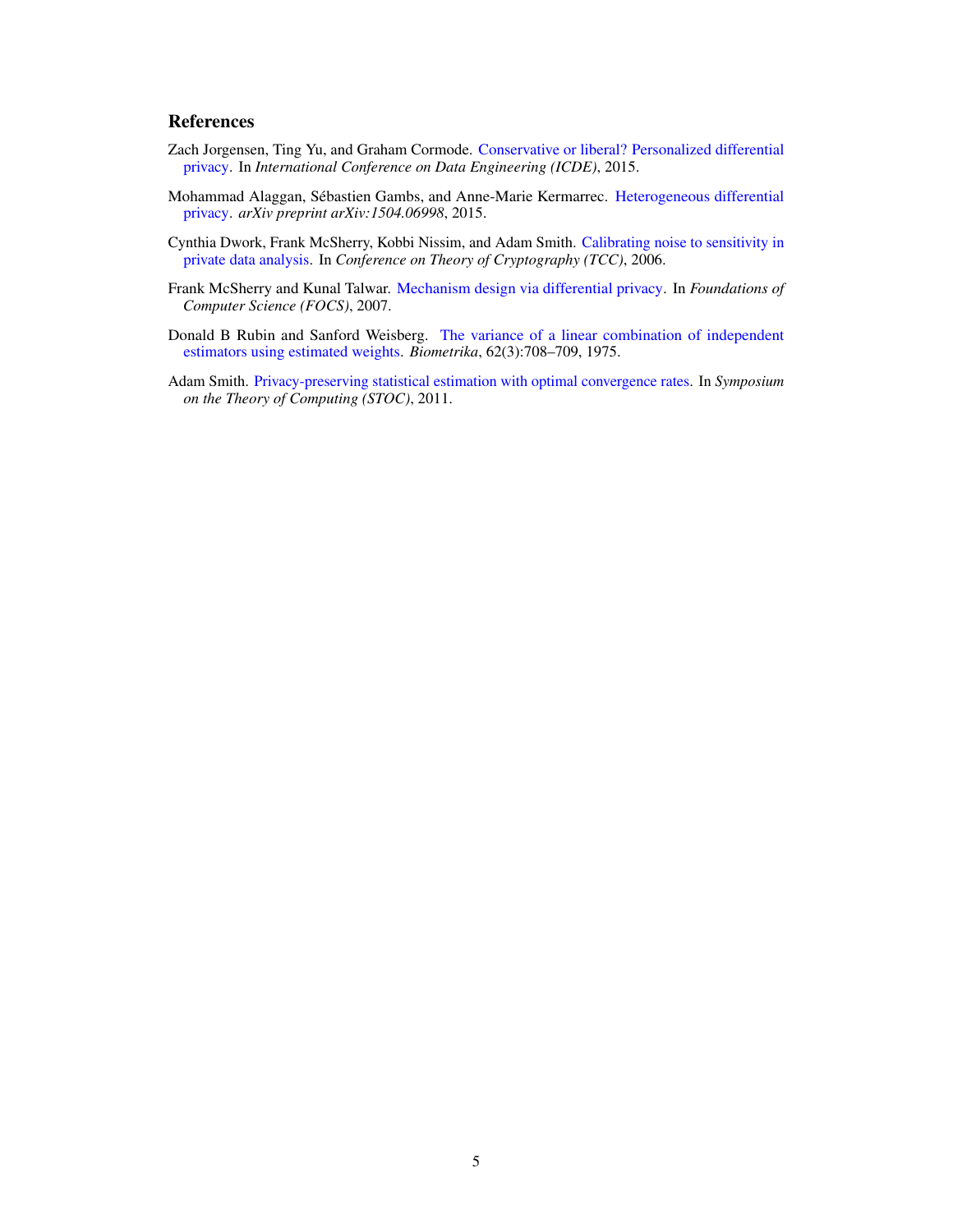## References

Zach Jorgensen, Ting Yu, and Graham Cormode. Conservative or liberal? Personalized differential privacy. In *International Conference on Data Engineering (ICDE)*, 2015.

Mohammad Alaggan, Sébastien Gambs, and Anne-Marie Kermarrec. Heterogeneous differential privacy. *arXiv preprint arXiv:1504.06998*, 2015.

Cynthia Dwork, Frank McSherry, Kobbi Nissim, and Adam Smith. Calibrating noise to sensitivity in private data analysis. In *Conference on Theory of Cryptography (TCC)*, 2006.

Frank McSherry and Kunal Talwar. Mechanism design via differential privacy. In *Foundations of Computer Science (FOCS)*, 2007.

Donald B Rubin and Sanford Weisberg. The variance of a linear combination of independent estimators using estimated weights. *Biometrika*, 62(3):708–709, 1975.

Adam Smith. Privacy-preserving statistical estimation with optimal convergence rates. In *Symposium on the Theory of Computing (STOC)*, 2011.